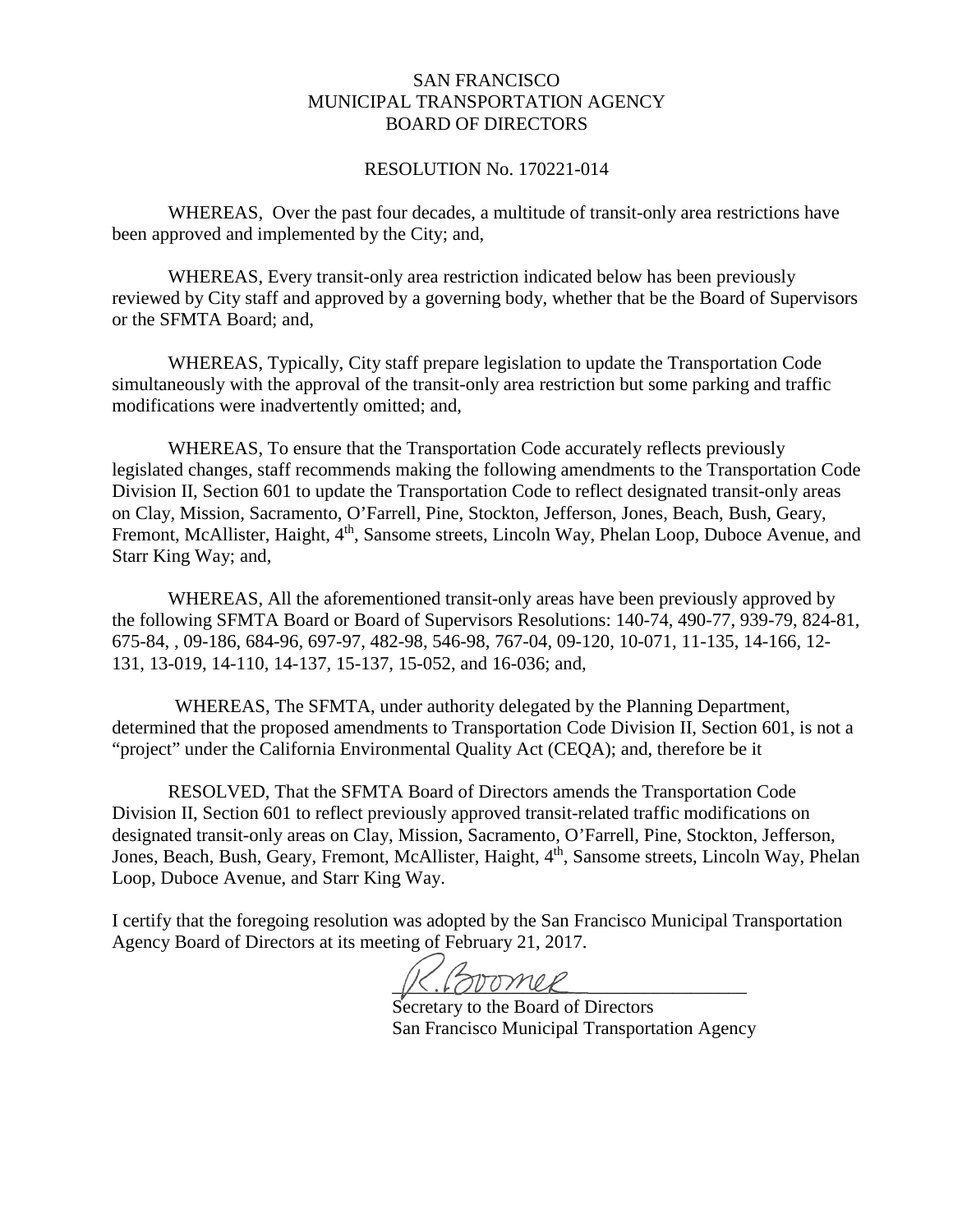SAN FRANCISCO
MUNICIPAL TRANSPORTATION AGENCY
BOARD OF DIRECTORS

RESOLUTION No. 170221-014

WHEREAS, Over the past four decades, a multitude of transit-only area restrictions have been approved and implemented by the City; and,

WHEREAS, Every transit-only area restriction indicated below has been previously reviewed by City staff and approved by a governing body, whether that be the Board of Supervisors or the SFMTA Board; and,

WHEREAS, Typically, City staff prepare legislation to update the Transportation Code simultaneously with the approval of the transit-only area restriction but some parking and traffic modifications were inadvertently omitted; and,

WHEREAS, To ensure that the Transportation Code accurately reflects previously legislated changes, staff recommends making the following amendments to the Transportation Code Division II, Section 601 to update the Transportation Code to reflect designated transit-only areas on Clay, Mission, Sacramento, O'Farrell, Pine, Stockton, Jefferson, Jones, Beach, Bush, Geary, Fremont, McAllister, Haight, 4th, Sansome streets, Lincoln Way, Phelan Loop, Duboce Avenue, and Starr King Way; and,

WHEREAS, All the aforementioned transit-only areas have been previously approved by the following SFMTA Board or Board of Supervisors Resolutions: 140-74, 490-77, 939-79, 824-81, 675-84, , 09-186, 684-96, 697-97, 482-98, 546-98, 767-04, 09-120, 10-071, 11-135, 14-166, 12-131, 13-019, 14-110, 14-137, 15-137, 15-052, and 16-036; and,

WHEREAS, The SFMTA, under authority delegated by the Planning Department, determined that the proposed amendments to Transportation Code Division II, Section 601, is not a "project" under the California Environmental Quality Act (CEQA); and, therefore be it

RESOLVED, That the SFMTA Board of Directors amends the Transportation Code Division II, Section 601 to reflect previously approved transit-related traffic modifications on designated transit-only areas on Clay, Mission, Sacramento, O'Farrell, Pine, Stockton, Jefferson, Jones, Beach, Bush, Geary, Fremont, McAllister, Haight, 4th, Sansome streets, Lincoln Way, Phelan Loop, Duboce Avenue, and Starr King Way.

I certify that the foregoing resolution was adopted by the San Francisco Municipal Transportation Agency Board of Directors at its meeting of February 21, 2017.

R. Boomer

Secretary to the Board of Directors
San Francisco Municipal Transportation Agency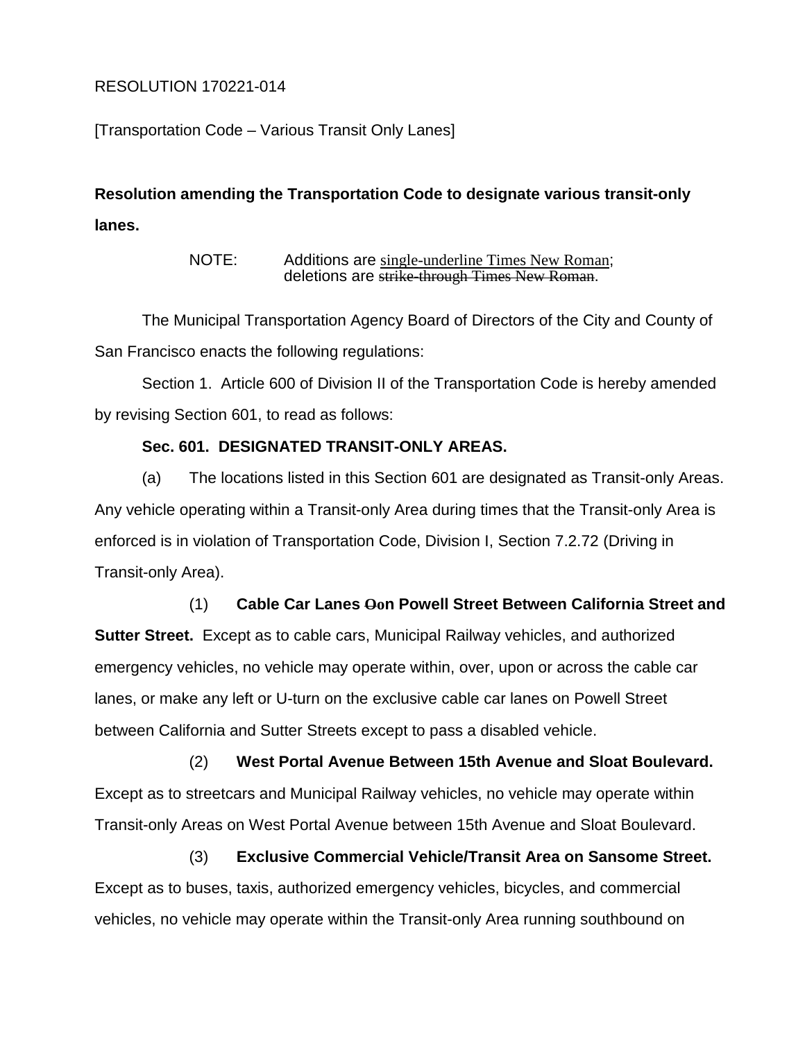RESOLUTION 170221-014

[Transportation Code – Various Transit Only Lanes]

**Resolution amending the Transportation Code to designate various transit-only lanes.**

> NOTE: Additions are <u>single-underline Times New Roman</u>; deletions are ~~strike-through Times New Roman~~.

The Municipal Transportation Agency Board of Directors of the City and County of San Francisco enacts the following regulations:

Section 1. Article 600 of Division II of the Transportation Code is hereby amended by revising Section 601, to read as follows:

**Sec. 601. DESIGNATED TRANSIT-ONLY AREAS.**

(a) The locations listed in this Section 601 are designated as Transit-only Areas. Any vehicle operating within a Transit-only Area during times that the Transit-only Area is enforced is in violation of Transportation Code, Division I, Section 7.2.72 (Driving in Transit-only Area).

(1) **Cable Car Lanes ~~O~~on Powell Street Between California Street and Sutter Street.** Except as to cable cars, Municipal Railway vehicles, and authorized emergency vehicles, no vehicle may operate within, over, upon or across the cable car lanes, or make any left or U-turn on the exclusive cable car lanes on Powell Street between California and Sutter Streets except to pass a disabled vehicle.

(2) **West Portal Avenue Between 15th Avenue and Sloat Boulevard.** Except as to streetcars and Municipal Railway vehicles, no vehicle may operate within Transit-only Areas on West Portal Avenue between 15th Avenue and Sloat Boulevard.

(3) **Exclusive Commercial Vehicle/Transit Area on Sansome Street.** Except as to buses, taxis, authorized emergency vehicles, bicycles, and commercial vehicles, no vehicle may operate within the Transit-only Area running southbound on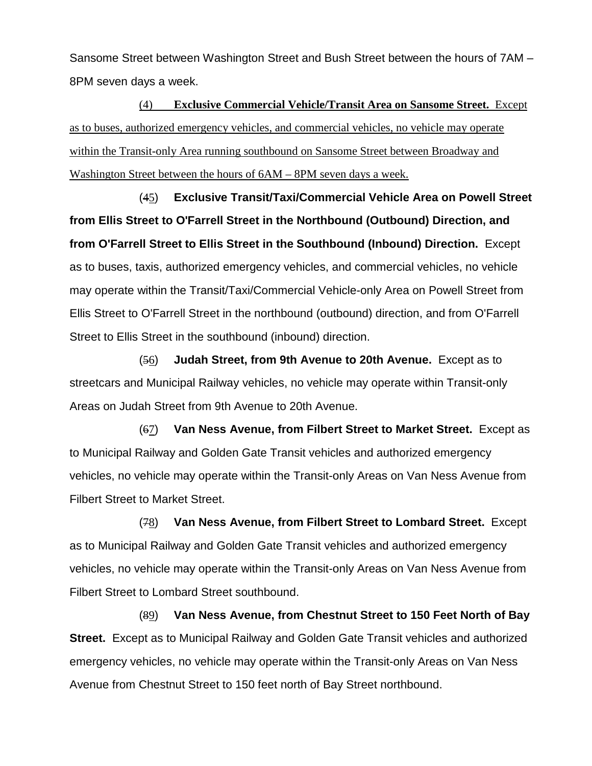Sansome Street between Washington Street and Bush Street between the hours of 7AM – 8PM seven days a week.

(4) **Exclusive Commercial Vehicle/Transit Area on Sansome Street.** Except as to buses, authorized emergency vehicles, and commercial vehicles, no vehicle may operate within the Transit-only Area running southbound on Sansome Street between Broadway and Washington Street between the hours of 6AM – 8PM seven days a week.

(~~4~~5) **Exclusive Transit/Taxi/Commercial Vehicle Area on Powell Street from Ellis Street to O'Farrell Street in the Northbound (Outbound) Direction, and from O'Farrell Street to Ellis Street in the Southbound (Inbound) Direction.** Except as to buses, taxis, authorized emergency vehicles, and commercial vehicles, no vehicle may operate within the Transit/Taxi/Commercial Vehicle-only Area on Powell Street from Ellis Street to O'Farrell Street in the northbound (outbound) direction, and from O'Farrell Street to Ellis Street in the southbound (inbound) direction.

(~~5~~6) **Judah Street, from 9th Avenue to 20th Avenue.** Except as to streetcars and Municipal Railway vehicles, no vehicle may operate within Transit-only Areas on Judah Street from 9th Avenue to 20th Avenue.

(~~6~~7) **Van Ness Avenue, from Filbert Street to Market Street.** Except as to Municipal Railway and Golden Gate Transit vehicles and authorized emergency vehicles, no vehicle may operate within the Transit-only Areas on Van Ness Avenue from Filbert Street to Market Street.

(~~7~~8) **Van Ness Avenue, from Filbert Street to Lombard Street.** Except as to Municipal Railway and Golden Gate Transit vehicles and authorized emergency vehicles, no vehicle may operate within the Transit-only Areas on Van Ness Avenue from Filbert Street to Lombard Street southbound.

(~~8~~9) **Van Ness Avenue, from Chestnut Street to 150 Feet North of Bay Street.** Except as to Municipal Railway and Golden Gate Transit vehicles and authorized emergency vehicles, no vehicle may operate within the Transit-only Areas on Van Ness Avenue from Chestnut Street to 150 feet north of Bay Street northbound.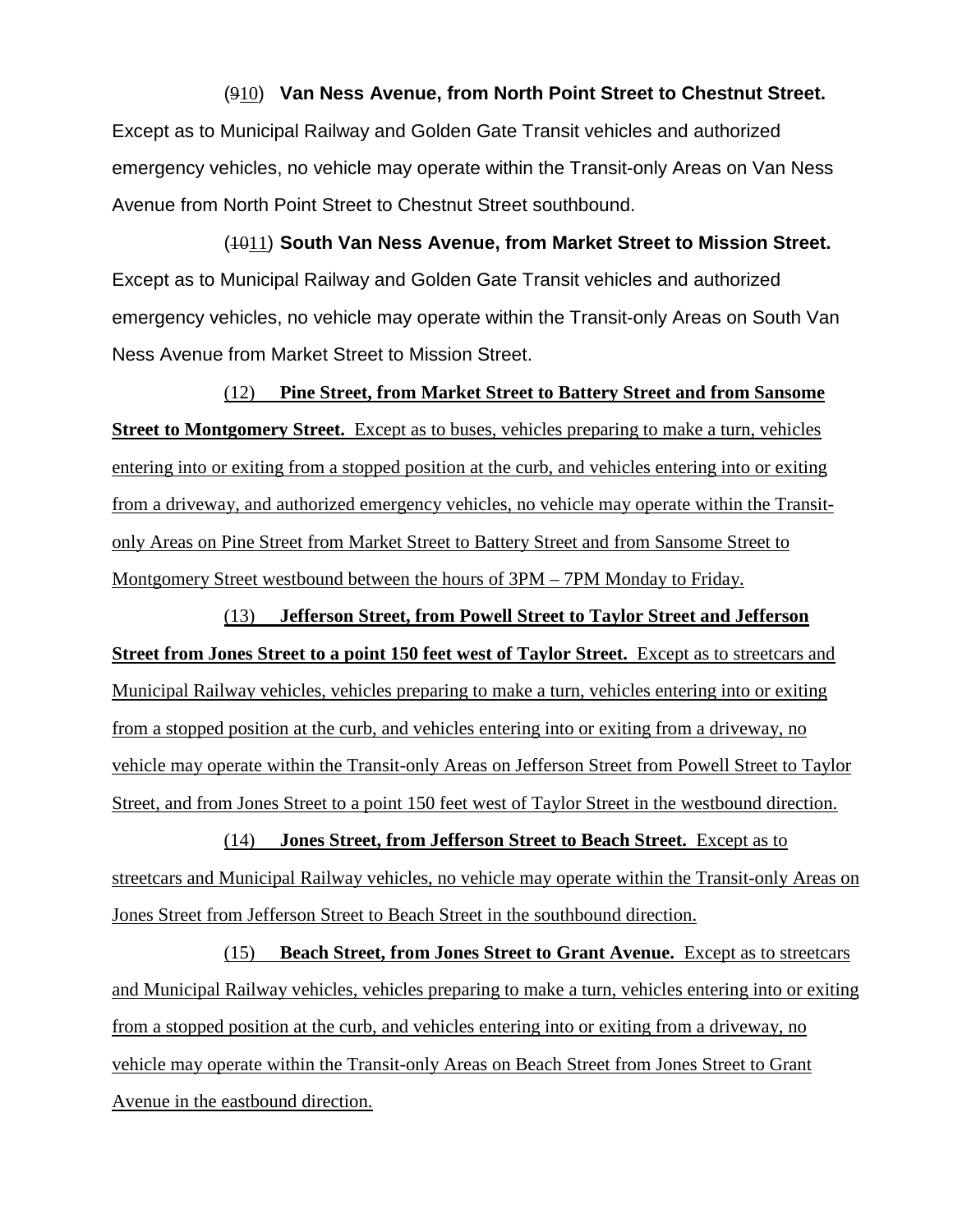(~~9~~10) **Van Ness Avenue, from North Point Street to Chestnut Street.** Except as to Municipal Railway and Golden Gate Transit vehicles and authorized emergency vehicles, no vehicle may operate within the Transit-only Areas on Van Ness Avenue from North Point Street to Chestnut Street southbound.

(~~10~~11) **South Van Ness Avenue, from Market Street to Mission Street.** Except as to Municipal Railway and Golden Gate Transit vehicles and authorized emergency vehicles, no vehicle may operate within the Transit-only Areas on South Van Ness Avenue from Market Street to Mission Street.

(12) **Pine Street, from Market Street to Battery Street and from Sansome Street to Montgomery Street.** Except as to buses, vehicles preparing to make a turn, vehicles entering into or exiting from a stopped position at the curb, and vehicles entering into or exiting from a driveway, and authorized emergency vehicles, no vehicle may operate within the Transit-only Areas on Pine Street from Market Street to Battery Street and from Sansome Street to Montgomery Street westbound between the hours of 3PM – 7PM Monday to Friday.

(13) **Jefferson Street, from Powell Street to Taylor Street and Jefferson Street from Jones Street to a point 150 feet west of Taylor Street.** Except as to streetcars and Municipal Railway vehicles, vehicles preparing to make a turn, vehicles entering into or exiting from a stopped position at the curb, and vehicles entering into or exiting from a driveway, no vehicle may operate within the Transit-only Areas on Jefferson Street from Powell Street to Taylor Street, and from Jones Street to a point 150 feet west of Taylor Street in the westbound direction.

(14) **Jones Street, from Jefferson Street to Beach Street.** Except as to streetcars and Municipal Railway vehicles, no vehicle may operate within the Transit-only Areas on Jones Street from Jefferson Street to Beach Street in the southbound direction.

(15) **Beach Street, from Jones Street to Grant Avenue.** Except as to streetcars and Municipal Railway vehicles, vehicles preparing to make a turn, vehicles entering into or exiting from a stopped position at the curb, and vehicles entering into or exiting from a driveway, no vehicle may operate within the Transit-only Areas on Beach Street from Jones Street to Grant Avenue in the eastbound direction.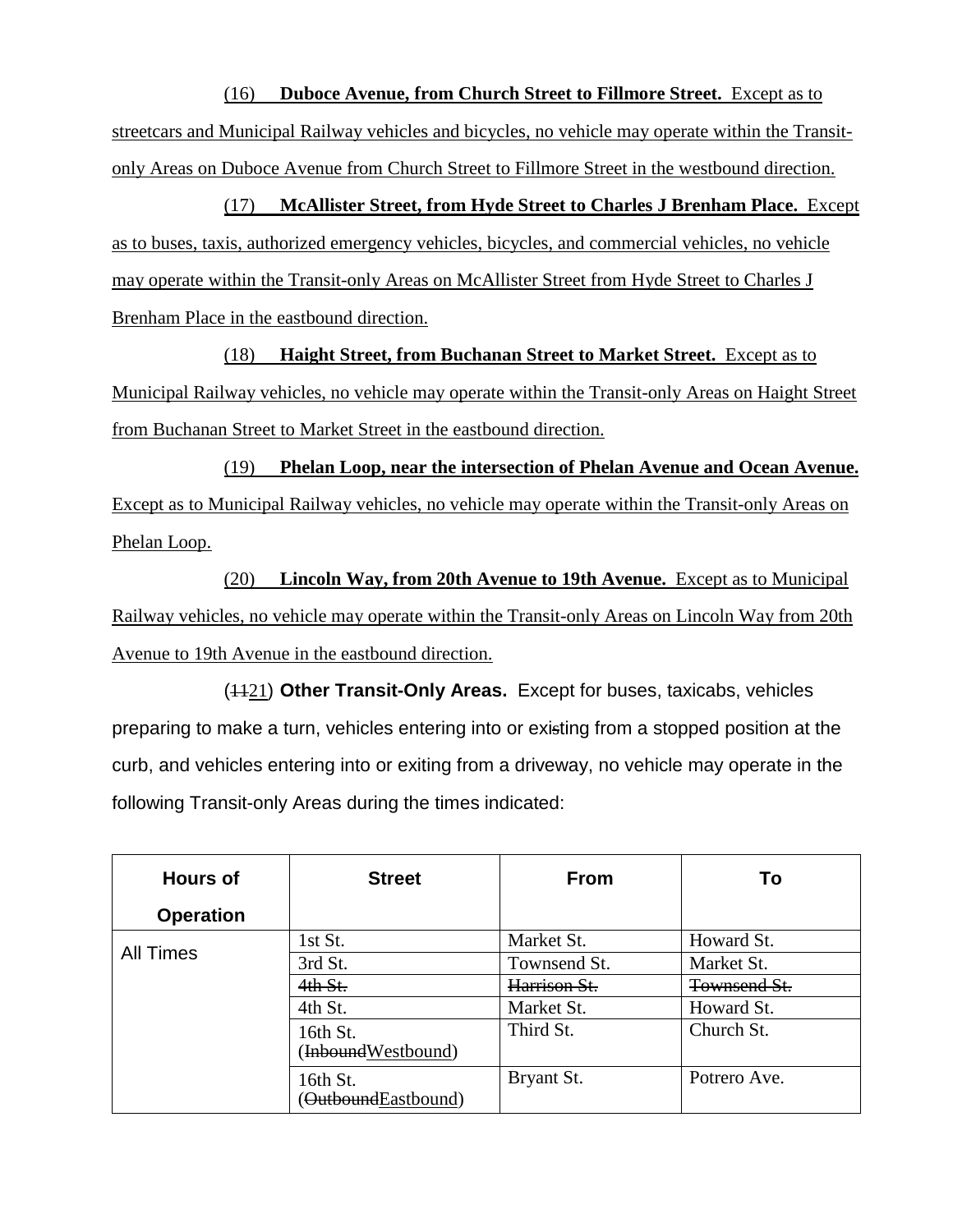(16) **Duboce Avenue, from Church Street to Fillmore Street.** Except as to streetcars and Municipal Railway vehicles and bicycles, no vehicle may operate within the Transit-only Areas on Duboce Avenue from Church Street to Fillmore Street in the westbound direction.

(17) **McAllister Street, from Hyde Street to Charles J Brenham Place.** Except as to buses, taxis, authorized emergency vehicles, bicycles, and commercial vehicles, no vehicle may operate within the Transit-only Areas on McAllister Street from Hyde Street to Charles J Brenham Place in the eastbound direction.

(18) **Haight Street, from Buchanan Street to Market Street.** Except as to Municipal Railway vehicles, no vehicle may operate within the Transit-only Areas on Haight Street from Buchanan Street to Market Street in the eastbound direction.

(19) **Phelan Loop, near the intersection of Phelan Avenue and Ocean Avenue.** Except as to Municipal Railway vehicles, no vehicle may operate within the Transit-only Areas on Phelan Loop.

(20) **Lincoln Way, from 20th Avenue to 19th Avenue.** Except as to Municipal Railway vehicles, no vehicle may operate within the Transit-only Areas on Lincoln Way from 20th Avenue to 19th Avenue in the eastbound direction.

(~~11~~21) **Other Transit-Only Areas.** Except for buses, taxicabs, vehicles preparing to make a turn, vehicles entering into or exi~~s~~ting from a stopped position at the curb, and vehicles entering into or exiting from a driveway, no vehicle may operate in the following Transit-only Areas during the times indicated:

| Hours of Operation | Street | From | To |
|---|---|---|---|
| All Times | 1st St. | Market St. | Howard St. |
| | 3rd St. | Townsend St. | Market St. |
| | ~~4th St.~~ | ~~Harrison St.~~ | ~~Townsend St.~~ |
| | 4th St. | Market St. | Howard St. |
| | 16th St. (~~Inbound~~Westbound) | Third St. | Church St. |
| | 16th St. (~~Outbound~~Eastbound) | Bryant St. | Potrero Ave. |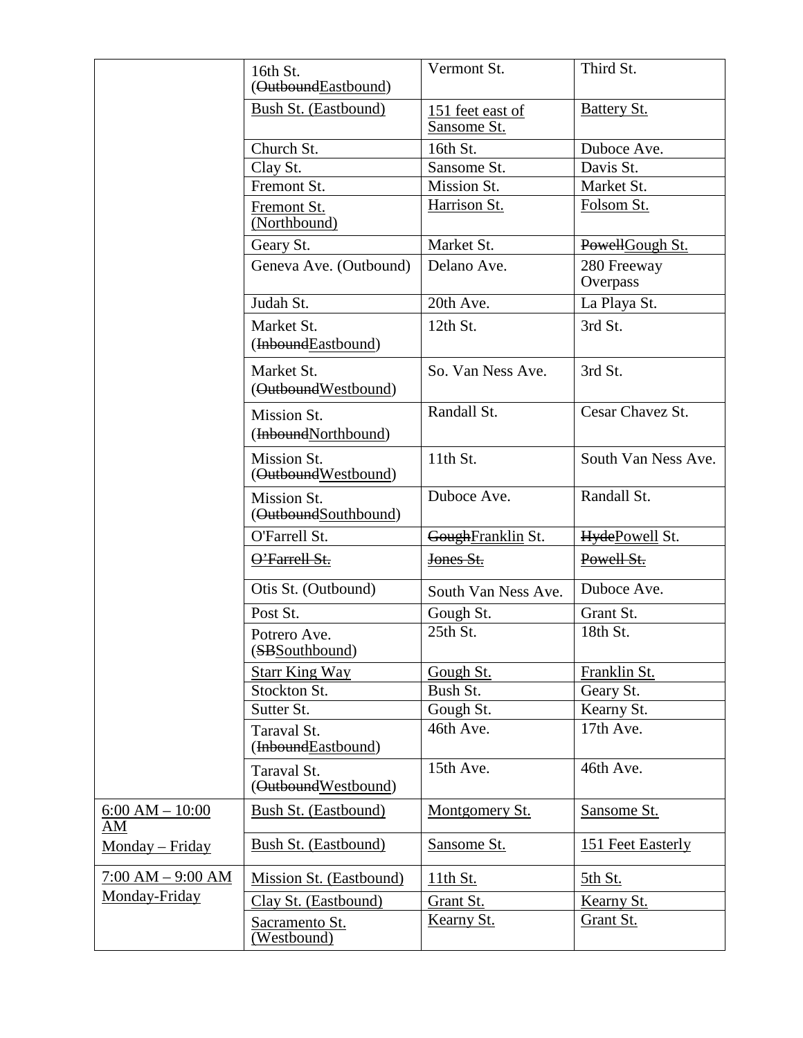| | | | |
|---|---|---|---|
| | 16th St. (~~Outbound~~Eastbound) | Vermont St. | Third St. |
| | Bush St. (Eastbound) | 151 feet east of Sansome St. | Battery St. |
| | Church St. | 16th St. | Duboce Ave. |
| | Clay St. | Sansome St. | Davis St. |
| | Fremont St. | Mission St. | Market St. |
| | Fremont St. (Northbound) | Harrison St. | Folsom St. |
| | Geary St. | Market St. | ~~Powell~~Gough St. |
| | Geneva Ave. (Outbound) | Delano Ave. | 280 Freeway Overpass |
| | Judah St. | 20th Ave. | La Playa St. |
| | Market St. (~~Inbound~~Eastbound) | 12th St. | 3rd St. |
| | Market St. (~~Outbound~~Westbound) | So. Van Ness Ave. | 3rd St. |
| | Mission St. (~~Inbound~~Northbound) | Randall St. | Cesar Chavez St. |
| | Mission St. (~~Outbound~~Westbound) | 11th St. | South Van Ness Ave. |
| | Mission St. (~~Outbound~~Southbound) | Duboce Ave. | Randall St. |
| | O'Farrell St. | ~~Gough~~Franklin St. | ~~Hyde~~Powell St. |
| | ~~O'Farrell St.~~ | ~~Jones St.~~ | ~~Powell St.~~ |
| | Otis St. (Outbound) | South Van Ness Ave. | Duboce Ave. |
| | Post St. | Gough St. | Grant St. |
| | Potrero Ave. (~~SB~~Southbound) | 25th St. | 18th St. |
| | Starr King Way | Gough St. | Franklin St. |
| | Stockton St. | Bush St. | Geary St. |
| | Sutter St. | Gough St. | Kearny St. |
| | Taraval St. (~~Inbound~~Eastbound) | 46th Ave. | 17th Ave. |
| | Taraval St. (~~Outbound~~Westbound) | 15th Ave. | 46th Ave. |
| 6:00 AM – 10:00 AM Monday – Friday | Bush St. (Eastbound) | Montgomery St. | Sansome St. |
| | Bush St. (Eastbound) | Sansome St. | 151 Feet Easterly |
| 7:00 AM – 9:00 AM Monday-Friday | Mission St. (Eastbound) | 11th St. | 5th St. |
| | Clay St. (Eastbound) | Grant St. | Kearny St. |
| | Sacramento St. (Westbound) | Kearny St. | Grant St. |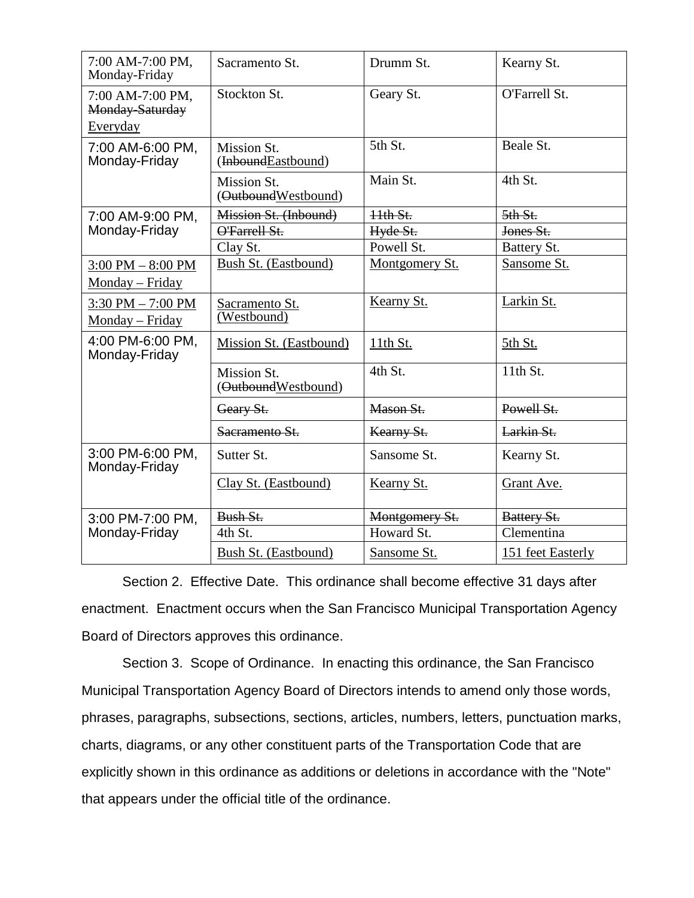| 7:00 AM-7:00 PM, Monday-Friday | Sacramento St. | Drumm St. | Kearny St. |
|---|---|---|---|
| 7:00 AM-7:00 PM, ~~Monday-Saturday~~ <u>Everyday</u> | Stockton St. | Geary St. | O'Farrell St. |
| 7:00 AM-6:00 PM, Monday-Friday | Mission St. (~~Inbound~~<u>Eastbound</u>) | 5th St. | Beale St. |
| | Mission St. (~~Outbound~~<u>Westbound</u>) | Main St. | 4th St. |
| 7:00 AM-9:00 PM, Monday-Friday | ~~Mission St. (Inbound)~~ | ~~11th St.~~ | ~~5th St.~~ |
| | ~~O'Farrell St.~~ | ~~Hyde St.~~ | ~~Jones St.~~ |
| | Clay St. | Powell St. | Battery St. |
| <u>3:00 PM – 8:00 PM Monday – Friday</u> | <u>Bush St. (Eastbound)</u> | <u>Montgomery St.</u> | <u>Sansome St.</u> |
| <u>3:30 PM – 7:00 PM Monday – Friday</u> | <u>Sacramento St. (Westbound)</u> | <u>Kearny St.</u> | <u>Larkin St.</u> |
| 4:00 PM-6:00 PM, Monday-Friday | <u>Mission St. (Eastbound)</u> | <u>11th St.</u> | <u>5th St.</u> |
| | Mission St. (~~Outbound~~<u>Westbound</u>) | 4th St. | 11th St. |
| | ~~Geary St.~~ | ~~Mason St.~~ | ~~Powell St.~~ |
| | ~~Sacramento St.~~ | ~~Kearny St.~~ | ~~Larkin St.~~ |
| 3:00 PM-6:00 PM, Monday-Friday | Sutter St. | Sansome St. | Kearny St. |
| | <u>Clay St. (Eastbound)</u> | <u>Kearny St.</u> | <u>Grant Ave.</u> |
| 3:00 PM-7:00 PM, Monday-Friday | ~~Bush St.~~ | ~~Montgomery St.~~ | ~~Battery St.~~ |
| | 4th St. | Howard St. | Clementina |
| | <u>Bush St. (Eastbound)</u> | <u>Sansome St.</u> | <u>151 feet Easterly</u> |

Section 2. Effective Date. This ordinance shall become effective 31 days after enactment. Enactment occurs when the San Francisco Municipal Transportation Agency Board of Directors approves this ordinance.

Section 3. Scope of Ordinance. In enacting this ordinance, the San Francisco Municipal Transportation Agency Board of Directors intends to amend only those words, phrases, paragraphs, subsections, sections, articles, numbers, letters, punctuation marks, charts, diagrams, or any other constituent parts of the Transportation Code that are explicitly shown in this ordinance as additions or deletions in accordance with the "Note" that appears under the official title of the ordinance.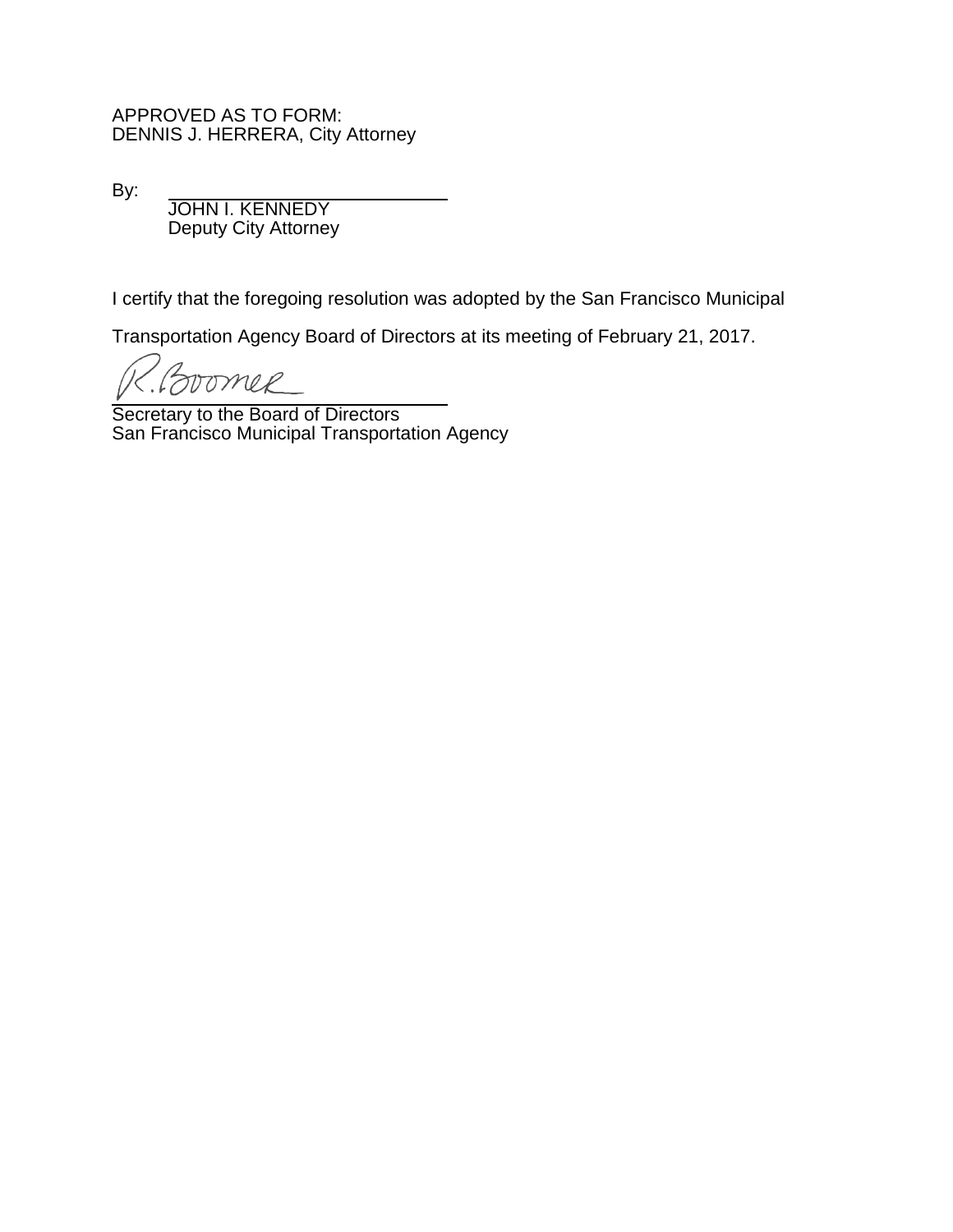APPROVED AS TO FORM:
DENNIS J. HERRERA, City Attorney

By: ______________________________
JOHN I. KENNEDY
Deputy City Attorney

I certify that the foregoing resolution was adopted by the San Francisco Municipal Transportation Agency Board of Directors at its meeting of February 21, 2017.

R. Boomer
______________________________
Secretary to the Board of Directors
San Francisco Municipal Transportation Agency